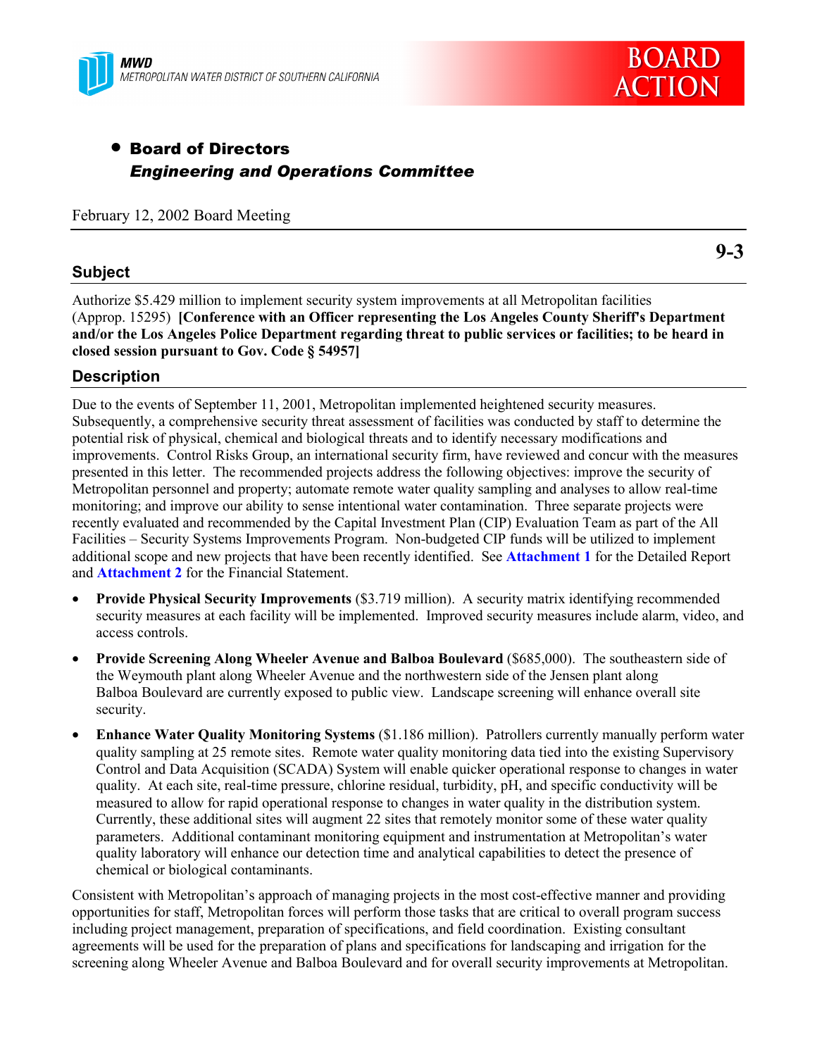MWD
METROPOLITAN WATER DISTRICT OF SOUTHERN CALIFORNIA

# BOARD ACTION

- **Board of Directors**
  ***Engineering and Operations Committee***

February 12, 2002 Board Meeting

**9-3**

## Subject

Authorize $5.429 million to implement security system improvements at all Metropolitan facilities (Approp. 15295) **[Conference with an Officer representing the Los Angeles County Sheriff's Department and/or the Los Angeles Police Department regarding threat to public services or facilities; to be heard in closed session pursuant to Gov. Code § 54957]**

## Description

Due to the events of September 11, 2001, Metropolitan implemented heightened security measures. Subsequently, a comprehensive security threat assessment of facilities was conducted by staff to determine the potential risk of physical, chemical and biological threats and to identify necessary modifications and improvements. Control Risks Group, an international security firm, have reviewed and concur with the measures presented in this letter. The recommended projects address the following objectives: improve the security of Metropolitan personnel and property; automate remote water quality sampling and analyses to allow real-time monitoring; and improve our ability to sense intentional water contamination. Three separate projects were recently evaluated and recommended by the Capital Investment Plan (CIP) Evaluation Team as part of the All Facilities – Security Systems Improvements Program. Non-budgeted CIP funds will be utilized to implement additional scope and new projects that have been recently identified. See **Attachment 1** for the Detailed Report and **Attachment 2** for the Financial Statement.

- **Provide Physical Security Improvements** ($3.719 million). A security matrix identifying recommended security measures at each facility will be implemented. Improved security measures include alarm, video, and access controls.
- **Provide Screening Along Wheeler Avenue and Balboa Boulevard** ($685,000). The southeastern side of the Weymouth plant along Wheeler Avenue and the northwestern side of the Jensen plant along Balboa Boulevard are currently exposed to public view. Landscape screening will enhance overall site security.
- **Enhance Water Quality Monitoring Systems** ($1.186 million). Patrollers currently manually perform water quality sampling at 25 remote sites. Remote water quality monitoring data tied into the existing Supervisory Control and Data Acquisition (SCADA) System will enable quicker operational response to changes in water quality. At each site, real-time pressure, chlorine residual, turbidity, pH, and specific conductivity will be measured to allow for rapid operational response to changes in water quality in the distribution system. Currently, these additional sites will augment 22 sites that remotely monitor some of these water quality parameters. Additional contaminant monitoring equipment and instrumentation at Metropolitan's water quality laboratory will enhance our detection time and analytical capabilities to detect the presence of chemical or biological contaminants.

Consistent with Metropolitan's approach of managing projects in the most cost-effective manner and providing opportunities for staff, Metropolitan forces will perform those tasks that are critical to overall program success including project management, preparation of specifications, and field coordination. Existing consultant agreements will be used for the preparation of plans and specifications for landscaping and irrigation for the screening along Wheeler Avenue and Balboa Boulevard and for overall security improvements at Metropolitan.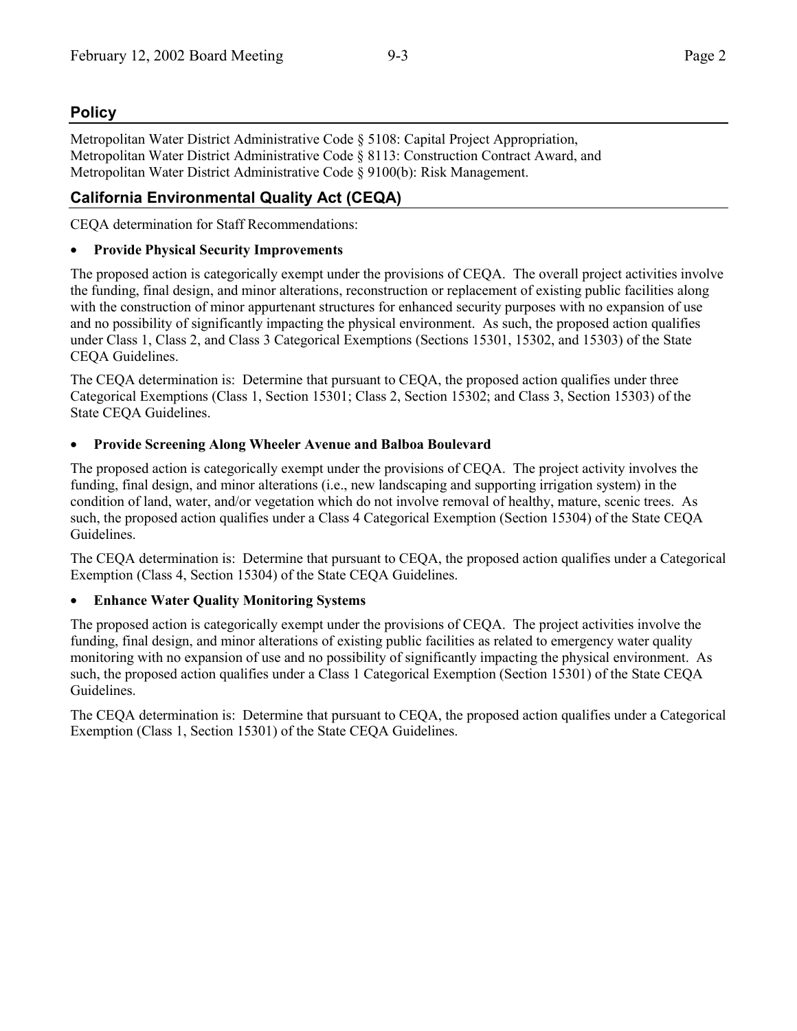## Policy

Metropolitan Water District Administrative Code § 5108: Capital Project Appropriation,
Metropolitan Water District Administrative Code § 8113: Construction Contract Award, and
Metropolitan Water District Administrative Code § 9100(b): Risk Management.

## California Environmental Quality Act (CEQA)

CEQA determination for Staff Recommendations:

- **Provide Physical Security Improvements**

The proposed action is categorically exempt under the provisions of CEQA. The overall project activities involve the funding, final design, and minor alterations, reconstruction or replacement of existing public facilities along with the construction of minor appurtenant structures for enhanced security purposes with no expansion of use and no possibility of significantly impacting the physical environment. As such, the proposed action qualifies under Class 1, Class 2, and Class 3 Categorical Exemptions (Sections 15301, 15302, and 15303) of the State CEQA Guidelines.

The CEQA determination is: Determine that pursuant to CEQA, the proposed action qualifies under three Categorical Exemptions (Class 1, Section 15301; Class 2, Section 15302; and Class 3, Section 15303) of the State CEQA Guidelines.

- **Provide Screening Along Wheeler Avenue and Balboa Boulevard**

The proposed action is categorically exempt under the provisions of CEQA. The project activity involves the funding, final design, and minor alterations (i.e., new landscaping and supporting irrigation system) in the condition of land, water, and/or vegetation which do not involve removal of healthy, mature, scenic trees. As such, the proposed action qualifies under a Class 4 Categorical Exemption (Section 15304) of the State CEQA Guidelines.

The CEQA determination is: Determine that pursuant to CEQA, the proposed action qualifies under a Categorical Exemption (Class 4, Section 15304) of the State CEQA Guidelines.

- **Enhance Water Quality Monitoring Systems**

The proposed action is categorically exempt under the provisions of CEQA. The project activities involve the funding, final design, and minor alterations of existing public facilities as related to emergency water quality monitoring with no expansion of use and no possibility of significantly impacting the physical environment. As such, the proposed action qualifies under a Class 1 Categorical Exemption (Section 15301) of the State CEQA Guidelines.

The CEQA determination is: Determine that pursuant to CEQA, the proposed action qualifies under a Categorical Exemption (Class 1, Section 15301) of the State CEQA Guidelines.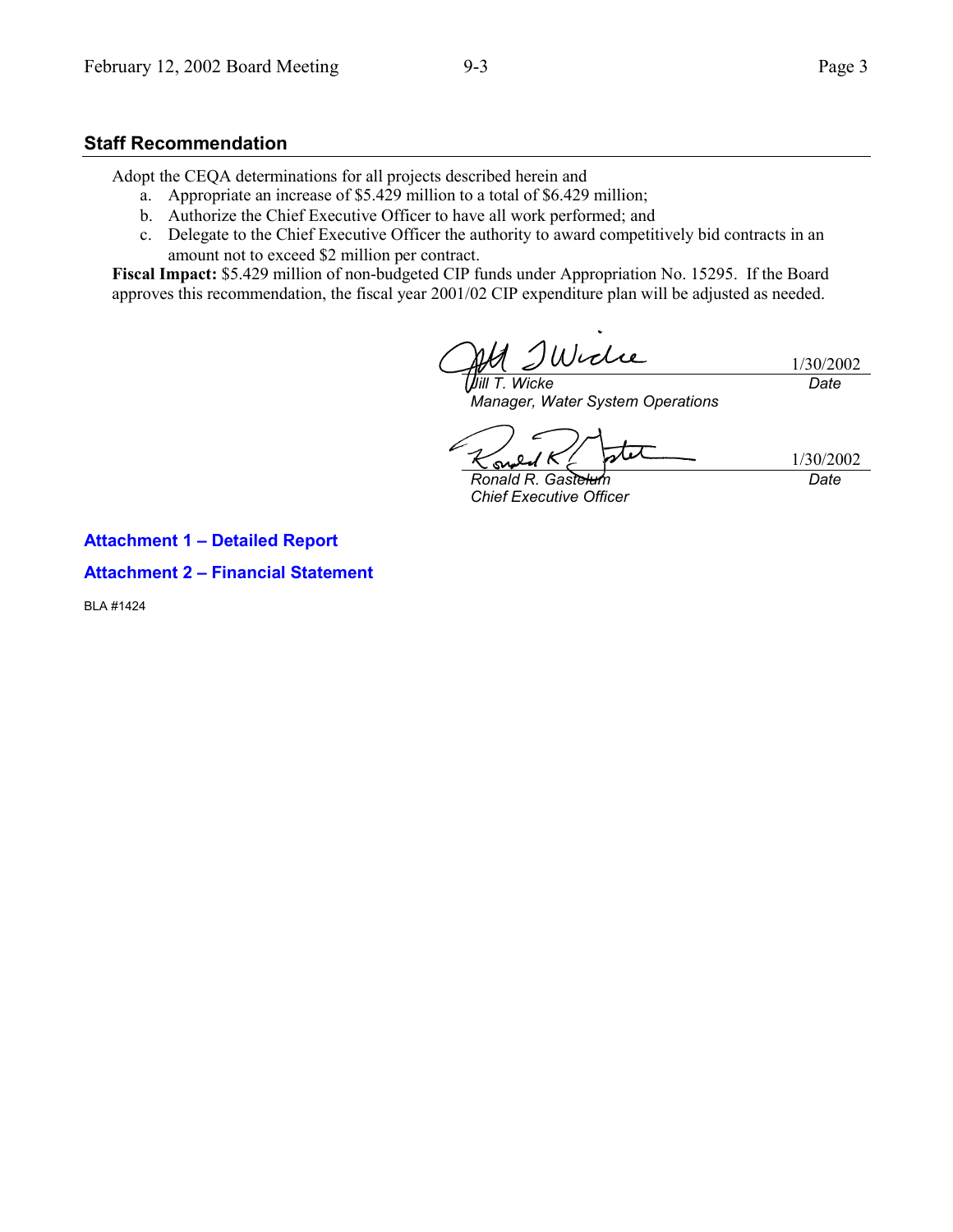## Staff Recommendation

Adopt the CEQA determinations for all projects described herein and

a. Appropriate an increase of $5.429 million to a total of $6.429 million;
b. Authorize the Chief Executive Officer to have all work performed; and
c. Delegate to the Chief Executive Officer the authority to award competitively bid contracts in an amount not to exceed $2 million per contract.

**Fiscal Impact:** $5.429 million of non-budgeted CIP funds under Appropriation No. 15295. If the Board approves this recommendation, the fiscal year 2001/02 CIP expenditure plan will be adjusted as needed.

| | |
|---|---|
| *Jill T. Wicke*<br>*Manager, Water System Operations* | 1/30/2002<br>*Date* |
| *Ronald R. Gastelum*<br>*Chief Executive Officer* | 1/30/2002<br>*Date* |

**Attachment 1 – Detailed Report**

**Attachment 2 – Financial Statement**

BLA #1424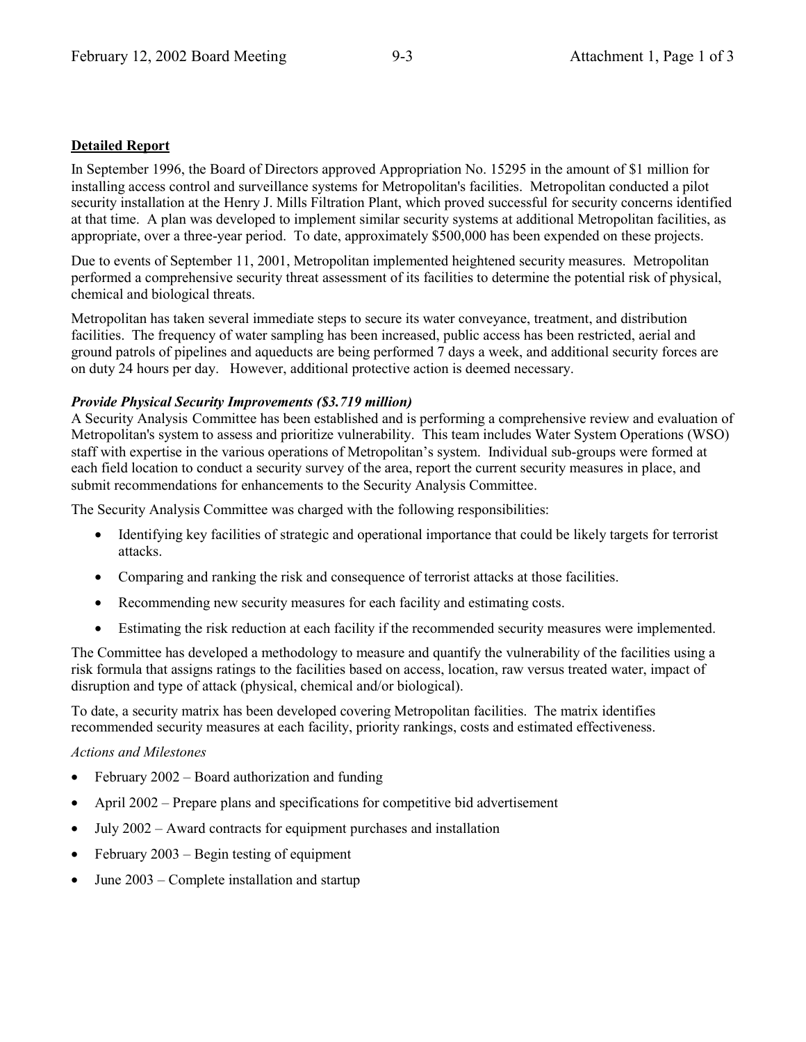**Detailed Report**

In September 1996, the Board of Directors approved Appropriation No. 15295 in the amount of $1 million for installing access control and surveillance systems for Metropolitan's facilities. Metropolitan conducted a pilot security installation at the Henry J. Mills Filtration Plant, which proved successful for security concerns identified at that time. A plan was developed to implement similar security systems at additional Metropolitan facilities, as appropriate, over a three-year period. To date, approximately $500,000 has been expended on these projects.

Due to events of September 11, 2001, Metropolitan implemented heightened security measures. Metropolitan performed a comprehensive security threat assessment of its facilities to determine the potential risk of physical, chemical and biological threats.

Metropolitan has taken several immediate steps to secure its water conveyance, treatment, and distribution facilities. The frequency of water sampling has been increased, public access has been restricted, aerial and ground patrols of pipelines and aqueducts are being performed 7 days a week, and additional security forces are on duty 24 hours per day. However, additional protective action is deemed necessary.

***Provide Physical Security Improvements ($3.719 million)***

A Security Analysis Committee has been established and is performing a comprehensive review and evaluation of Metropolitan's system to assess and prioritize vulnerability. This team includes Water System Operations (WSO) staff with expertise in the various operations of Metropolitan's system. Individual sub-groups were formed at each field location to conduct a security survey of the area, report the current security measures in place, and submit recommendations for enhancements to the Security Analysis Committee.

The Security Analysis Committee was charged with the following responsibilities:

- Identifying key facilities of strategic and operational importance that could be likely targets for terrorist attacks.
- Comparing and ranking the risk and consequence of terrorist attacks at those facilities.
- Recommending new security measures for each facility and estimating costs.
- Estimating the risk reduction at each facility if the recommended security measures were implemented.

The Committee has developed a methodology to measure and quantify the vulnerability of the facilities using a risk formula that assigns ratings to the facilities based on access, location, raw versus treated water, impact of disruption and type of attack (physical, chemical and/or biological).

To date, a security matrix has been developed covering Metropolitan facilities. The matrix identifies recommended security measures at each facility, priority rankings, costs and estimated effectiveness.

*Actions and Milestones*

- February 2002 – Board authorization and funding
- April 2002 – Prepare plans and specifications for competitive bid advertisement
- July 2002 – Award contracts for equipment purchases and installation
- February 2003 – Begin testing of equipment
- June 2003 – Complete installation and startup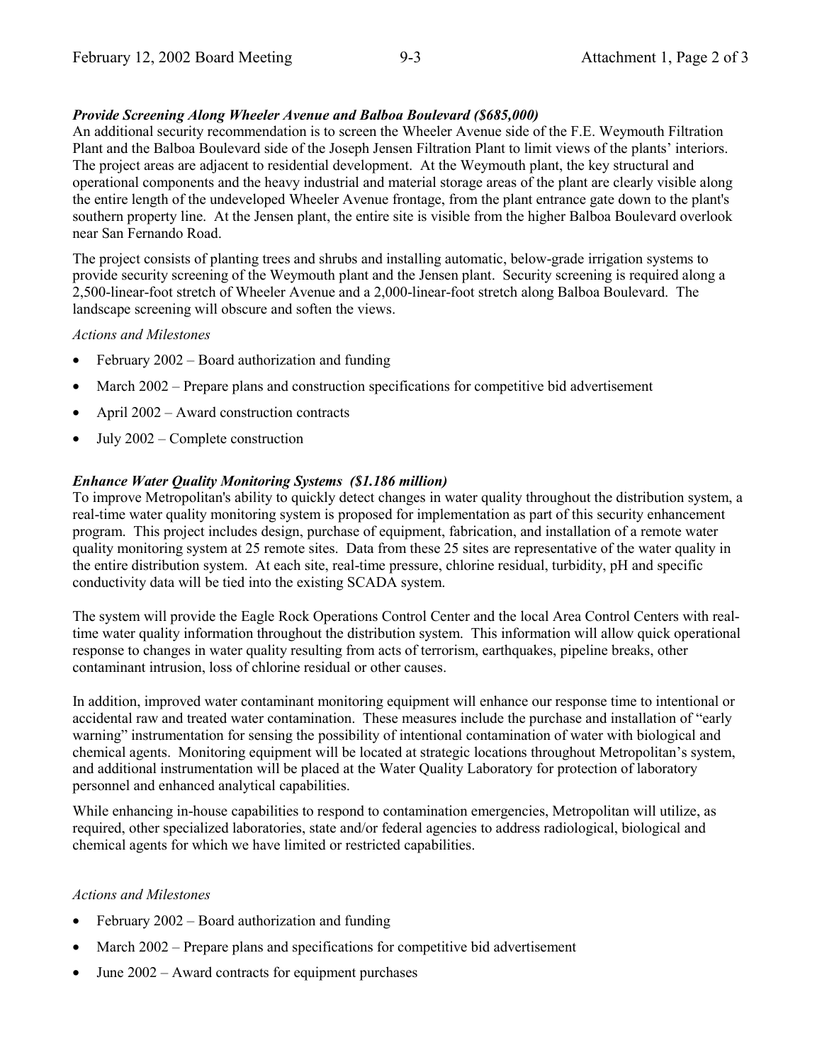***Provide Screening Along Wheeler Avenue and Balboa Boulevard ($685,000)***

An additional security recommendation is to screen the Wheeler Avenue side of the F.E. Weymouth Filtration Plant and the Balboa Boulevard side of the Joseph Jensen Filtration Plant to limit views of the plants' interiors. The project areas are adjacent to residential development. At the Weymouth plant, the key structural and operational components and the heavy industrial and material storage areas of the plant are clearly visible along the entire length of the undeveloped Wheeler Avenue frontage, from the plant entrance gate down to the plant's southern property line. At the Jensen plant, the entire site is visible from the higher Balboa Boulevard overlook near San Fernando Road.

The project consists of planting trees and shrubs and installing automatic, below-grade irrigation systems to provide security screening of the Weymouth plant and the Jensen plant. Security screening is required along a 2,500-linear-foot stretch of Wheeler Avenue and a 2,000-linear-foot stretch along Balboa Boulevard. The landscape screening will obscure and soften the views.

*Actions and Milestones*

- February 2002 – Board authorization and funding
- March 2002 – Prepare plans and construction specifications for competitive bid advertisement
- April 2002 – Award construction contracts
- July 2002 – Complete construction

***Enhance Water Quality Monitoring Systems ($1.186 million)***

To improve Metropolitan's ability to quickly detect changes in water quality throughout the distribution system, a real-time water quality monitoring system is proposed for implementation as part of this security enhancement program. This project includes design, purchase of equipment, fabrication, and installation of a remote water quality monitoring system at 25 remote sites. Data from these 25 sites are representative of the water quality in the entire distribution system. At each site, real-time pressure, chlorine residual, turbidity, pH and specific conductivity data will be tied into the existing SCADA system.

The system will provide the Eagle Rock Operations Control Center and the local Area Control Centers with real-time water quality information throughout the distribution system. This information will allow quick operational response to changes in water quality resulting from acts of terrorism, earthquakes, pipeline breaks, other contaminant intrusion, loss of chlorine residual or other causes.

In addition, improved water contaminant monitoring equipment will enhance our response time to intentional or accidental raw and treated water contamination. These measures include the purchase and installation of "early warning" instrumentation for sensing the possibility of intentional contamination of water with biological and chemical agents. Monitoring equipment will be located at strategic locations throughout Metropolitan's system, and additional instrumentation will be placed at the Water Quality Laboratory for protection of laboratory personnel and enhanced analytical capabilities.

While enhancing in-house capabilities to respond to contamination emergencies, Metropolitan will utilize, as required, other specialized laboratories, state and/or federal agencies to address radiological, biological and chemical agents for which we have limited or restricted capabilities.

*Actions and Milestones*

- February 2002 – Board authorization and funding
- March 2002 – Prepare plans and specifications for competitive bid advertisement
- June 2002 – Award contracts for equipment purchases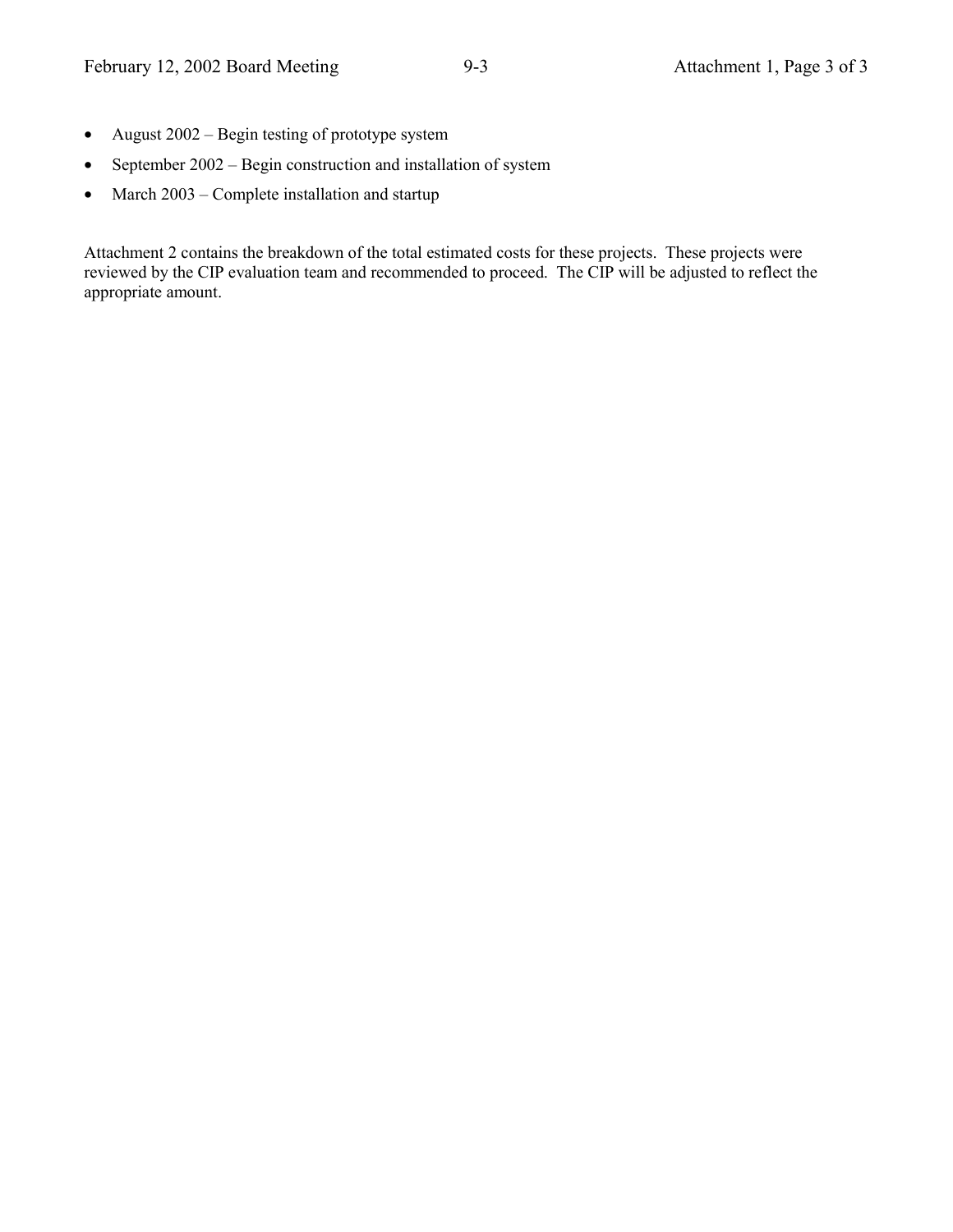- August 2002 – Begin testing of prototype system
- September 2002 – Begin construction and installation of system
- March 2003 – Complete installation and startup

Attachment 2 contains the breakdown of the total estimated costs for these projects. These projects were reviewed by the CIP evaluation team and recommended to proceed. The CIP will be adjusted to reflect the appropriate amount.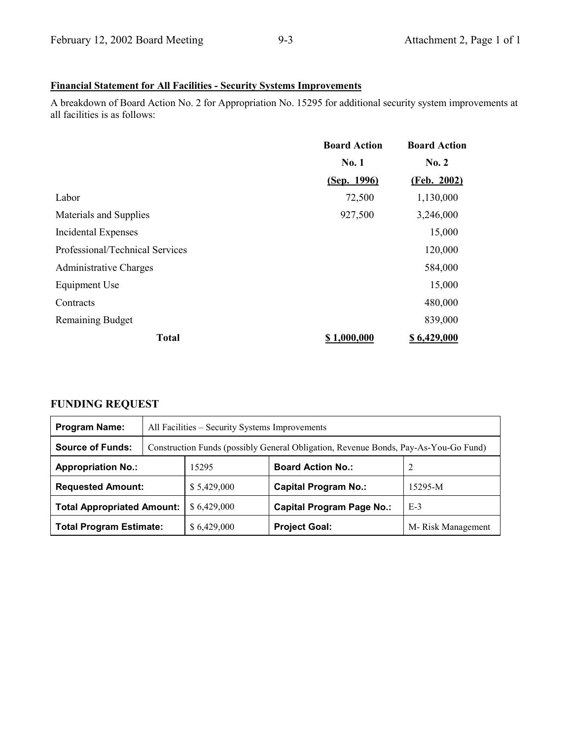**Financial Statement for All Facilities - Security Systems Improvements**

A breakdown of Board Action No. 2 for Appropriation No. 15295 for additional security system improvements at all facilities is as follows:

| | Board Action No. 1 (Sep. 1996) | Board Action No. 2 (Feb. 2002) |
|---|---|---|
| Labor | 72,500 | 1,130,000 |
| Materials and Supplies | 927,500 | 3,246,000 |
| Incidental Expenses | | 15,000 |
| Professional/Technical Services | | 120,000 |
| Administrative Charges | | 584,000 |
| Equipment Use | | 15,000 |
| Contracts | | 480,000 |
| Remaining Budget | | 839,000 |
| **Total** | **$ 1,000,000** | **$ 6,429,000** |

## FUNDING REQUEST

| | | | |
|---|---|---|---|
| **Program Name:** | All Facilities – Security Systems Improvements | | |
| **Source of Funds:** | Construction Funds (possibly General Obligation, Revenue Bonds, Pay-As-You-Go Fund) | | |
| **Appropriation No.:** | 15295 | **Board Action No.:** | 2 |
| **Requested Amount:** | $ 5,429,000 | **Capital Program No.:** | 15295-M |
| **Total Appropriated Amount:** | $ 6,429,000 | **Capital Program Page No.:** | E-3 |
| **Total Program Estimate:** | $ 6,429,000 | **Project Goal:** | M- Risk Management |